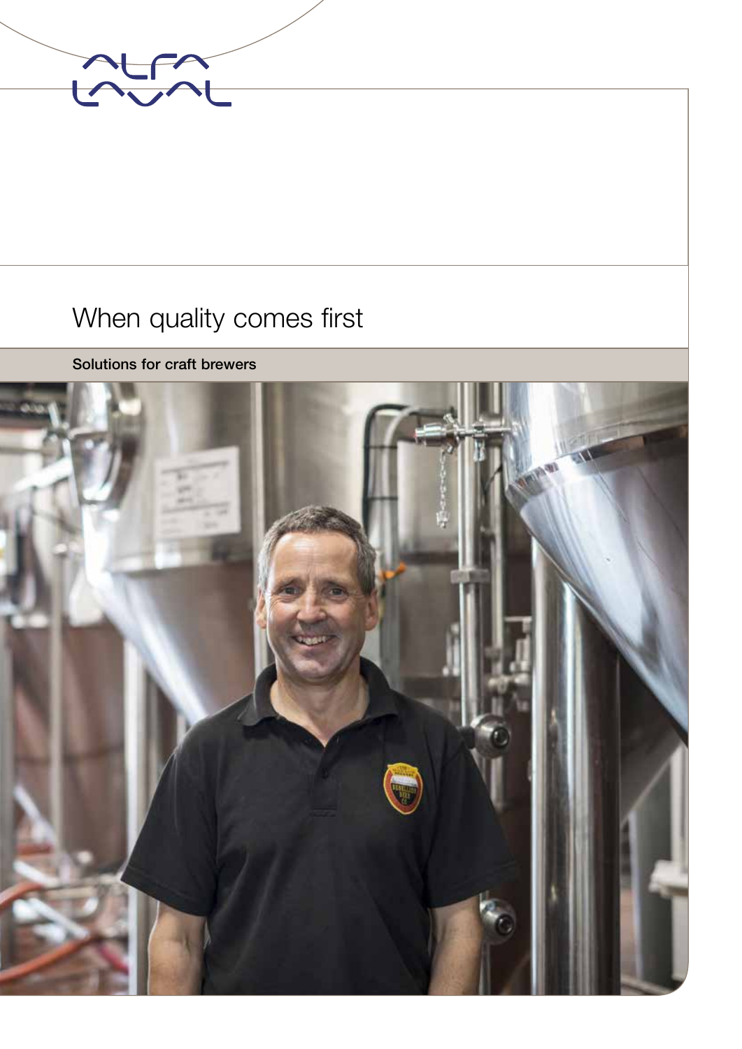# When quality comes first

**Solutions for craft brewers**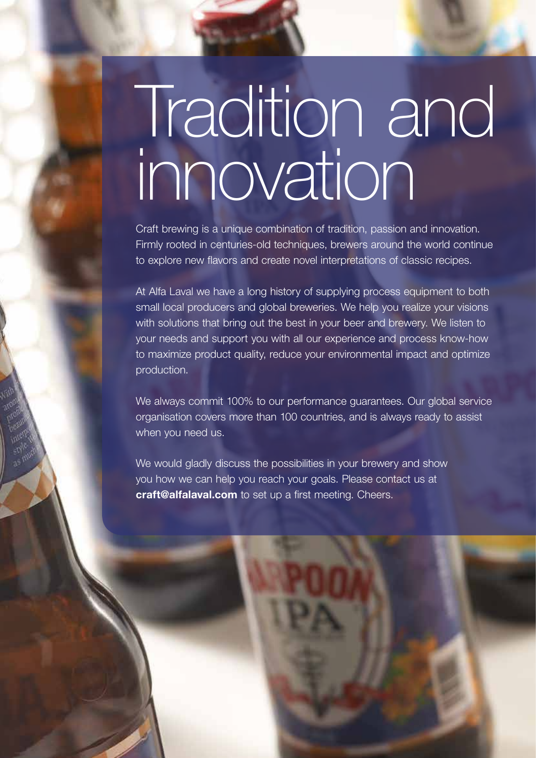# Tradition and innovation

Craft brewing is a unique combination of tradition, passion and innovation. Firmly rooted in centuries-old techniques, brewers around the world continue to explore new flavors and create novel interpretations of classic recipes.

At Alfa Laval we have a long history of supplying process equipment to both small local producers and global breweries. We help you realize your visions with solutions that bring out the best in your beer and brewery. We listen to your needs and support you with all our experience and process know-how to maximize product quality, reduce your environmental impact and optimize production.

We always commit 100% to our performance guarantees. Our global service organisation covers more than 100 countries, and is always ready to assist when you need us.

We would gladly discuss the possibilities in your brewery and show you how we can help you reach your goals. Please contact us at **craft@alfalaval.com** to set up a first meeting. Cheers.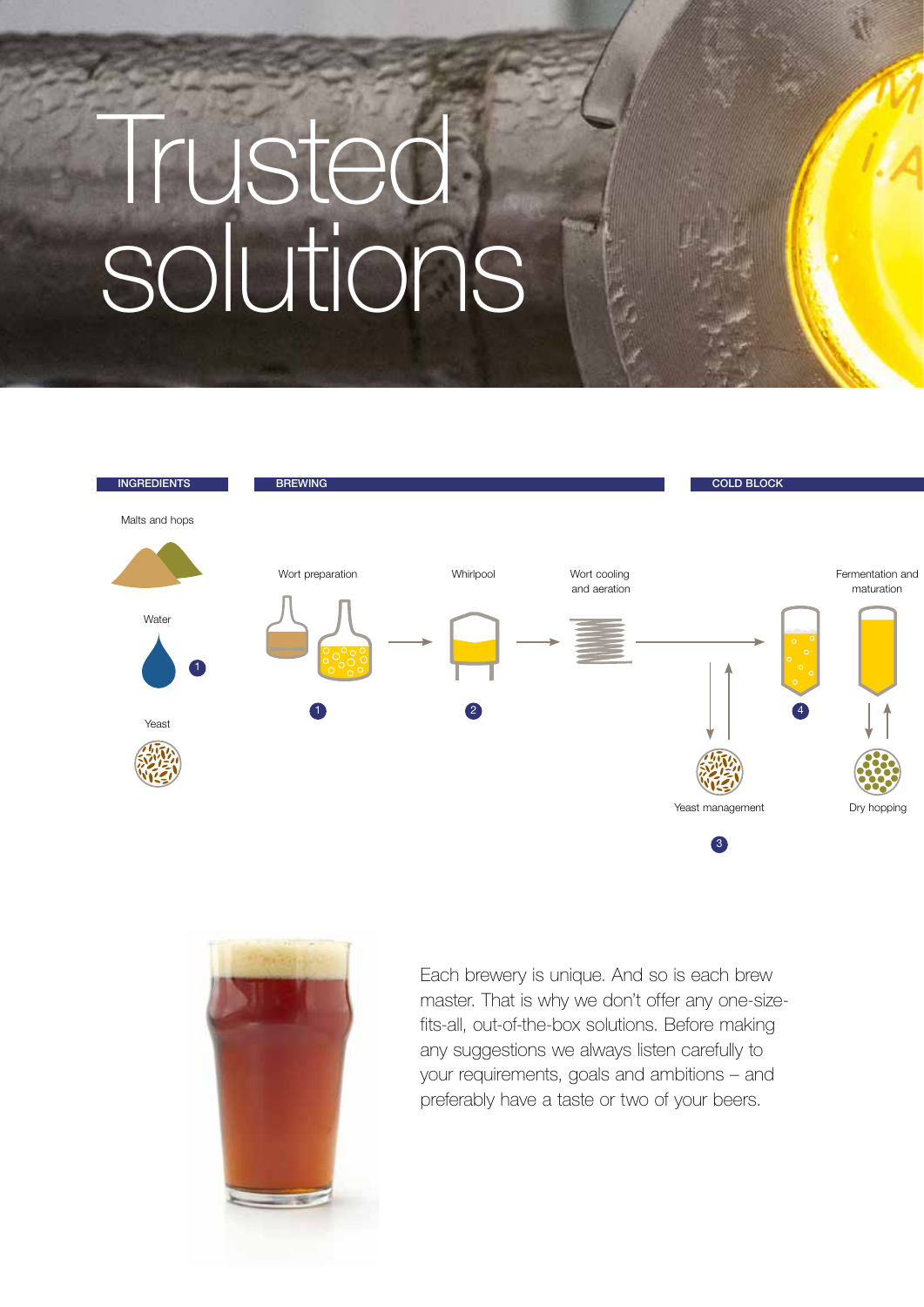# Trusted solutions

INGREDIENTS

BREWING

COLD BLOCK

Malts and hops

Water 1

Yeast

Wort preparation 1

Whirlpool 2

Wort cooling and aeration

Yeast management 3

Fermentation and maturation 4

Dry hopping

Each brewery is unique. And so is each brew master. That is why we don't offer any one-size-fits-all, out-of-the-box solutions. Before making any suggestions we always listen carefully to your requirements, goals and ambitions – and preferably have a taste or two of your beers.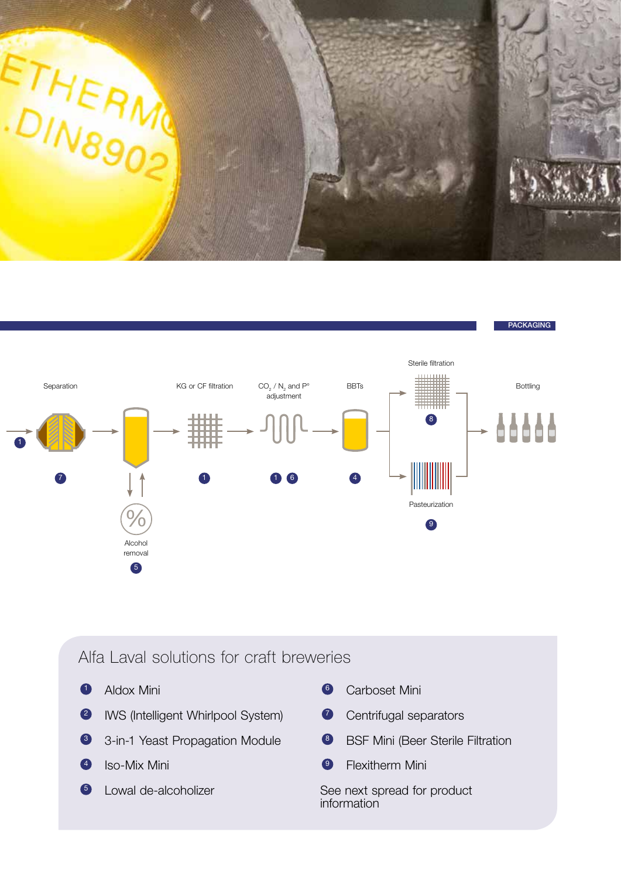PACKAGING

Separation

KG or CF filtration

$CO_2$ / $N_2$ and P° adjustment

BBTs

Sterile filtration

Bottling

Alcohol removal

Pasteurization

## Alfa Laval solutions for craft breweries

1. Aldox Mini
2. IWS (Intelligent Whirlpool System)
3. 3-in-1 Yeast Propagation Module
4. Iso-Mix Mini
5. Lowal de-alcoholizer
6. Carboset Mini
7. Centrifugal separators
8. BSF Mini (Beer Sterile Filtration
9. Flexitherm Mini

See next spread for product information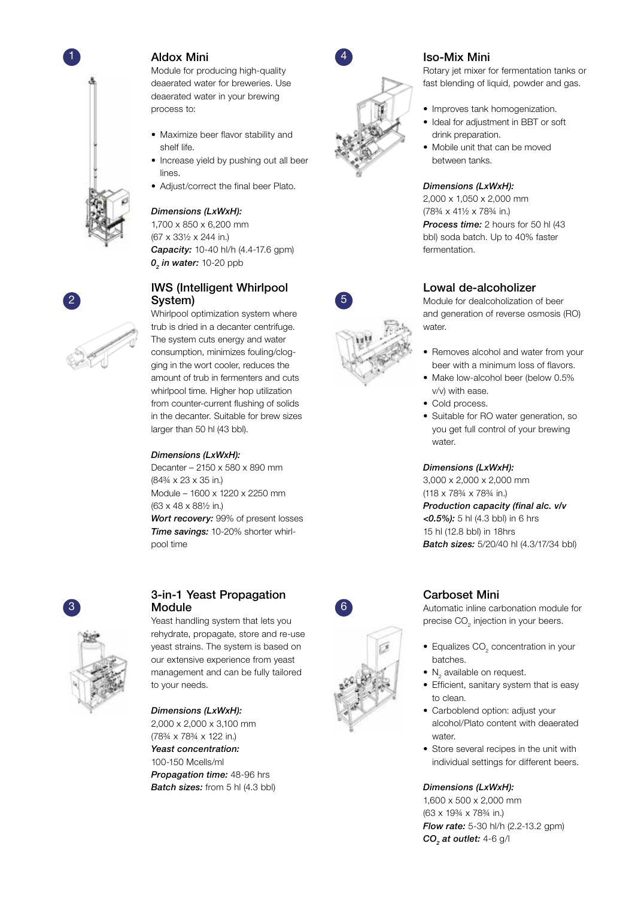## 1 Aldox Mini

Module for producing high-quality deaerated water for breweries. Use deaerated water in your brewing process to:

- Maximize beer flavor stability and shelf life.
- Increase yield by pushing out all beer lines.
- Adjust/correct the final beer Plato.

***Dimensions (LxWxH):***
1,700 x 850 x 6,200 mm
(67 x 33½ x 244 in.)
***Capacity:*** 10-40 hl/h (4.4-17.6 gpm)
***$0_2$ in water:*** 10-20 ppb

## 2 IWS (Intelligent Whirlpool System)

Whirlpool optimization system where trub is dried in a decanter centrifuge. The system cuts energy and water consumption, minimizes fouling/clogging in the wort cooler, reduces the amount of trub in fermenters and cuts whirlpool time. Higher hop utilization from counter-current flushing of solids in the decanter. Suitable for brew sizes larger than 50 hl (43 bbl).

***Dimensions (LxWxH):***
Decanter – 2150 x 580 x 890 mm
(84¾ x 23 x 35 in.)
Module – 1600 x 1220 x 2250 mm
(63 x 48 x 88½ in.)
***Wort recovery:*** 99% of present losses
***Time savings:*** 10-20% shorter whirlpool time

## 3 3-in-1 Yeast Propagation Module

Yeast handling system that lets you rehydrate, propagate, store and re-use yeast strains. The system is based on our extensive experience from yeast management and can be fully tailored to your needs.

***Dimensions (LxWxH):***
2,000 x 2,000 x 3,100 mm
(78¾ x 78¾ x 122 in.)
***Yeast concentration:***
100-150 Mcells/ml
***Propagation time:*** 48-96 hrs
***Batch sizes:*** from 5 hl (4.3 bbl)

## 4 Iso-Mix Mini

Rotary jet mixer for fermentation tanks or fast blending of liquid, powder and gas.

- Improves tank homogenization.
- Ideal for adjustment in BBT or soft drink preparation.
- Mobile unit that can be moved between tanks.

***Dimensions (LxWxH):***
2,000 x 1,050 x 2,000 mm
(78¾ x 41½ x 78¾ in.)
***Process time:*** 2 hours for 50 hl (43 bbl) soda batch. Up to 40% faster fermentation.

## 5 Lowal de-alcoholizer

Module for dealcoholization of beer and generation of reverse osmosis (RO) water.

- Removes alcohol and water from your beer with a minimum loss of flavors.
- Make low-alcohol beer (below 0.5% v/v) with ease.
- Cold process.
- Suitable for RO water generation, so you get full control of your brewing water.

***Dimensions (LxWxH):***
3,000 x 2,000 x 2,000 mm
(118 x 78¾ x 78¾ in.)
***Production capacity (final alc. v/v <0.5%):*** 5 hl (4.3 bbl) in 6 hrs
15 hl (12.8 bbl) in 18hrs
***Batch sizes:*** 5/20/40 hl (4.3/17/34 bbl)

## 6 Carboset Mini

Automatic inline carbonation module for precise $CO_2$ injection in your beers.

- Equalizes $CO_2$ concentration in your batches.
- $N_2$ available on request.
- Efficient, sanitary system that is easy to clean.
- Carboblend option: adjust your alcohol/Plato content with deaerated water.
- Store several recipes in the unit with individual settings for different beers.

***Dimensions (LxWxH):***
1,600 x 500 x 2,000 mm
(63 x 19¾ x 78¾ in.)
***Flow rate:*** 5-30 hl/h (2.2-13.2 gpm)
***$CO_2$ at outlet:*** 4-6 g/l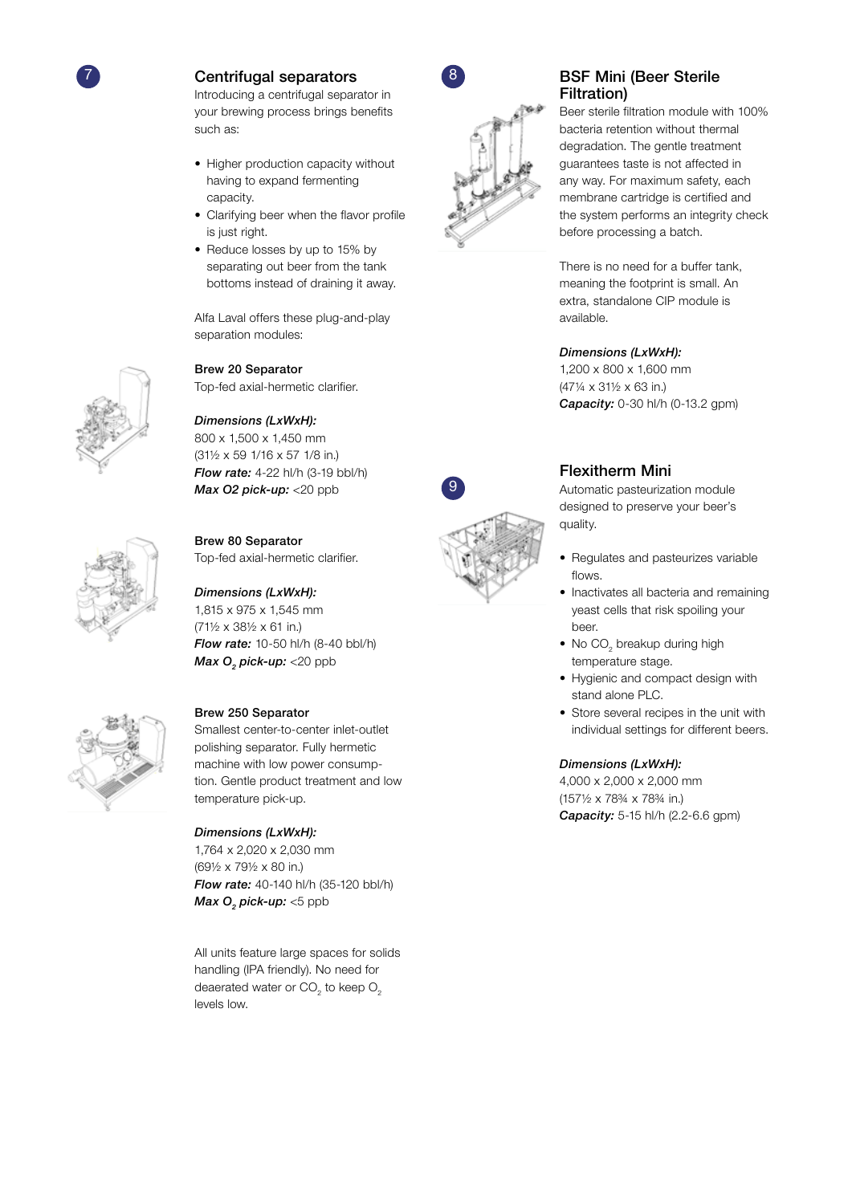## 7 Centrifugal separators

Introducing a centrifugal separator in your brewing process brings benefits such as:

- Higher production capacity without having to expand fermenting capacity.
- Clarifying beer when the flavor profile is just right.
- Reduce losses by up to 15% by separating out beer from the tank bottoms instead of draining it away.

Alfa Laval offers these plug-and-play separation modules:

**Brew 20 Separator**
Top-fed axial-hermetic clarifier.

***Dimensions (LxWxH):***
800 x 1,500 x 1,450 mm
(31½ x 59 1/16 x 57 1/8 in.)
***Flow rate:*** 4-22 hl/h (3-19 bbl/h)
***Max O2 pick-up:*** <20 ppb

**Brew 80 Separator**
Top-fed axial-hermetic clarifier.

***Dimensions (LxWxH):***
1,815 x 975 x 1,545 mm
(71½ x 38½ x 61 in.)
***Flow rate:*** 10-50 hl/h (8-40 bbl/h)
***Max $O_2$ pick-up:*** <20 ppb

**Brew 250 Separator**
Smallest center-to-center inlet-outlet polishing separator. Fully hermetic machine with low power consumption. Gentle product treatment and low temperature pick-up.

***Dimensions (LxWxH):***
1,764 x 2,020 x 2,030 mm
(69½ x 79½ x 80 in.)
***Flow rate:*** 40-140 hl/h (35-120 bbl/h)
***Max $O_2$ pick-up:*** <5 ppb

All units feature large spaces for solids handling (IPA friendly). No need for deaerated water or $CO_2$ to keep $O_2$ levels low.

## 8 BSF Mini (Beer Sterile Filtration)

Beer sterile filtration module with 100% bacteria retention without thermal degradation. The gentle treatment guarantees taste is not affected in any way. For maximum safety, each membrane cartridge is certified and the system performs an integrity check before processing a batch.

There is no need for a buffer tank, meaning the footprint is small. An extra, standalone CIP module is available.

***Dimensions (LxWxH):***
1,200 x 800 x 1,600 mm
(47¼ x 31½ x 63 in.)
***Capacity:*** 0-30 hl/h (0-13.2 gpm)

## 9 Flexitherm Mini

Automatic pasteurization module designed to preserve your beer's quality.

- Regulates and pasteurizes variable flows.
- Inactivates all bacteria and remaining yeast cells that risk spoiling your beer.
- No $CO_2$ breakup during high temperature stage.
- Hygienic and compact design with stand alone PLC.
- Store several recipes in the unit with individual settings for different beers.

***Dimensions (LxWxH):***
4,000 x 2,000 x 2,000 mm
(157½ x 78¾ x 78¾ in.)
***Capacity:*** 5-15 hl/h (2.2-6.6 gpm)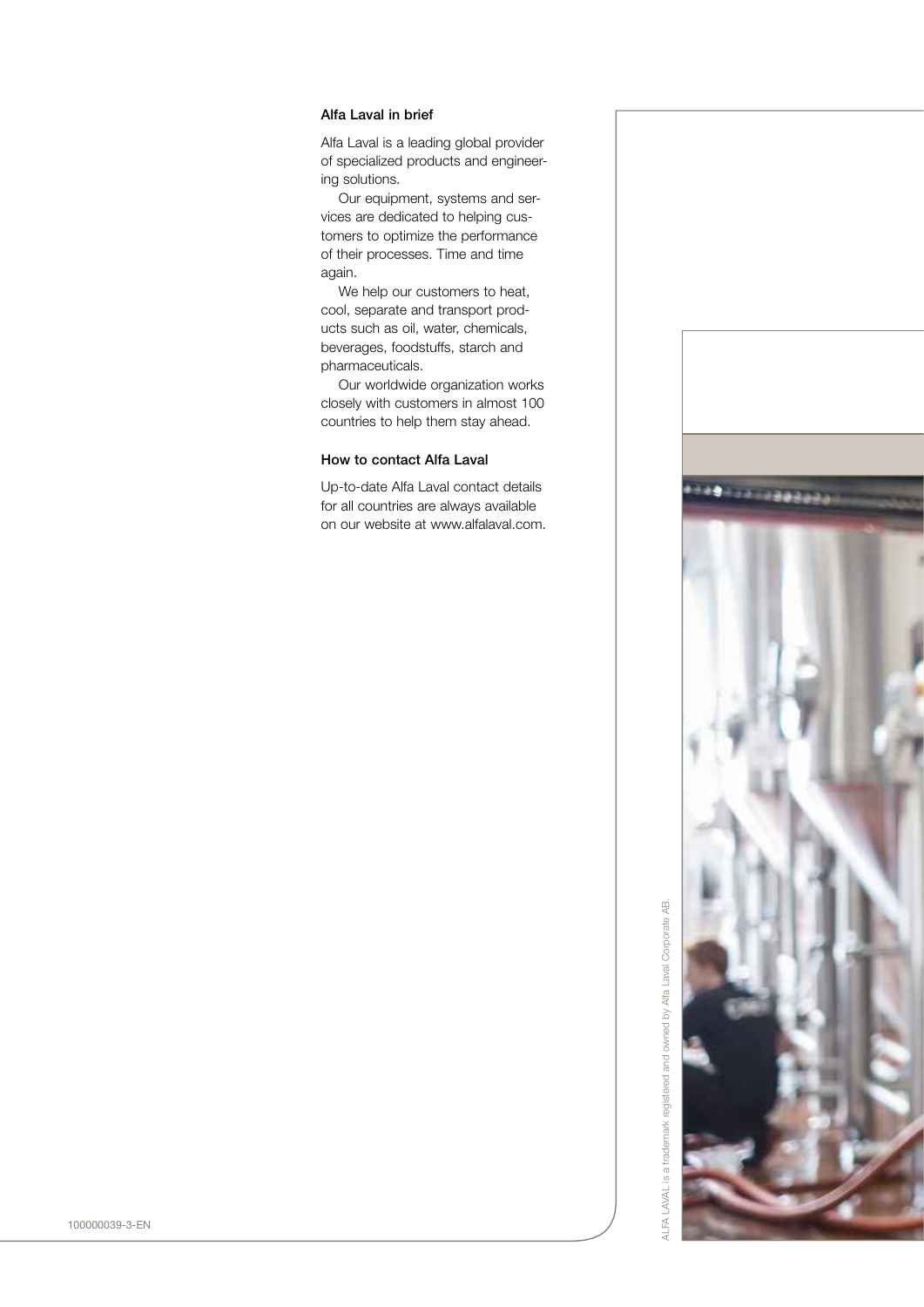### Alfa Laval in brief

Alfa Laval is a leading global provider of specialized products and engineering solutions.

Our equipment, systems and services are dedicated to helping customers to optimize the performance of their processes. Time and time again.

We help our customers to heat, cool, separate and transport products such as oil, water, chemicals, beverages, foodstuffs, starch and pharmaceuticals.

Our worldwide organization works closely with customers in almost 100 countries to help them stay ahead.

### How to contact Alfa Laval

Up-to-date Alfa Laval contact details for all countries are always available on our website at www.alfalaval.com.

ALFA LAVAL is a trademark registered and owned by Alfa Laval Corporate AB.

100000039-3-EN